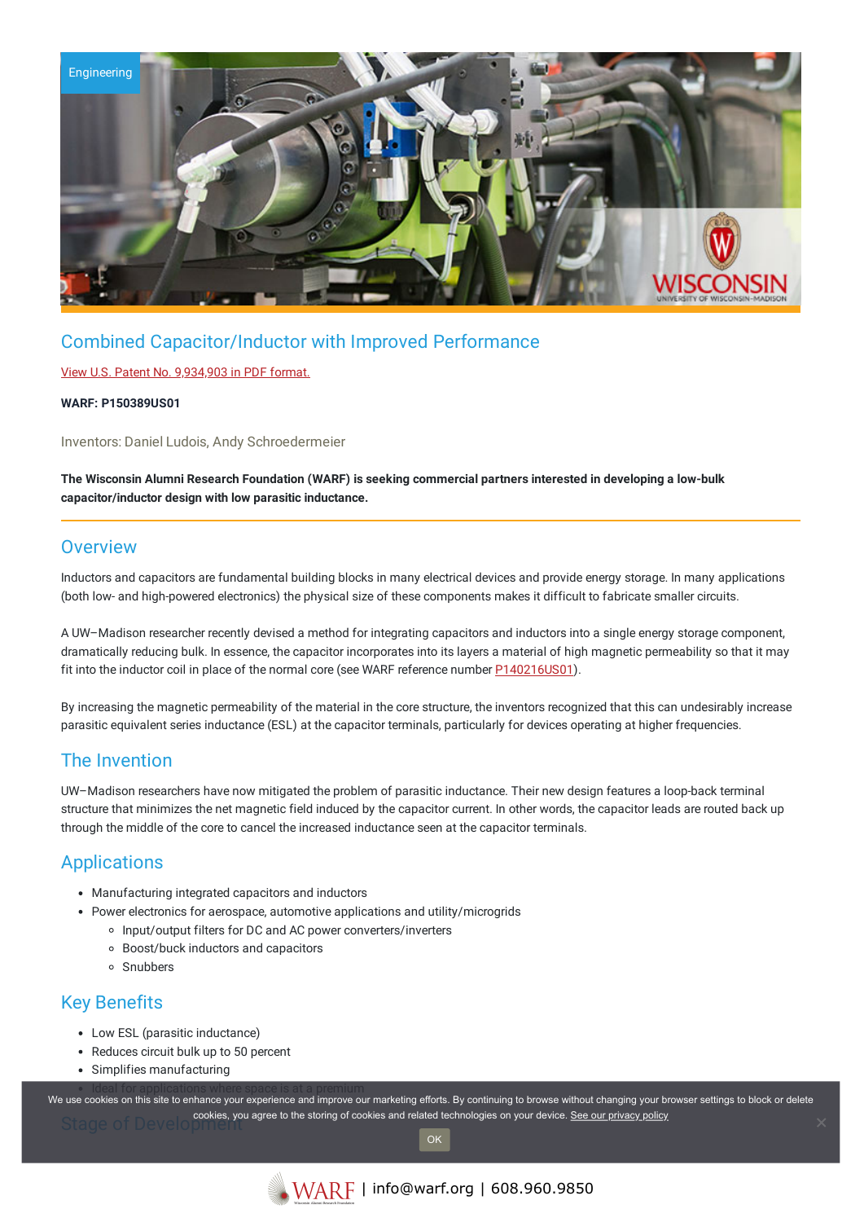Engineering

# Combined Capacitor/Inductor with Improved Performance

View U.S. Patent No. 9,934,903 in PDF format.

**WARF: P150389US01**

Inventors: Daniel Ludois, Andy Schroedermeier

**The Wisconsin Alumni Research Foundation (WARF) is seeking commercial partners interested in developing a low-bulk capacitor/inductor design with low parasitic inductance.**

## Overview

Inductors and capacitors are fundamental building blocks in many electrical devices and provide energy storage. In many applications (both low- and high-powered electronics) the physical size of these components makes it difficult to fabricate smaller circuits.

A UW–Madison researcher recently devised a method for integrating capacitors and inductors into a single energy storage component, dramatically reducing bulk. In essence, the capacitor incorporates into its layers a material of high magnetic permeability so that it may fit into the inductor coil in place of the normal core (see WARF reference number P140216US01).

By increasing the magnetic permeability of the material in the core structure, the inventors recognized that this can undesirably increase parasitic equivalent series inductance (ESL) at the capacitor terminals, particularly for devices operating at higher frequencies.

## The Invention

UW–Madison researchers have now mitigated the problem of parasitic inductance. Their new design features a loop-back terminal structure that minimizes the net magnetic field induced by the capacitor current. In other words, the capacitor leads are routed back up through the middle of the core to cancel the increased inductance seen at the capacitor terminals.

## Applications

- Manufacturing integrated capacitors and inductors
- Power electronics for aerospace, automotive applications and utility/microgrids
  - Input/output filters for DC and AC power converters/inverters
  - Boost/buck inductors and capacitors
  - Snubbers

## Key Benefits

- Low ESL (parasitic inductance)
- Reduces circuit bulk up to 50 percent
- Simplifies manufacturing
- Ideal for applications where space is at a premium

## Stage of Development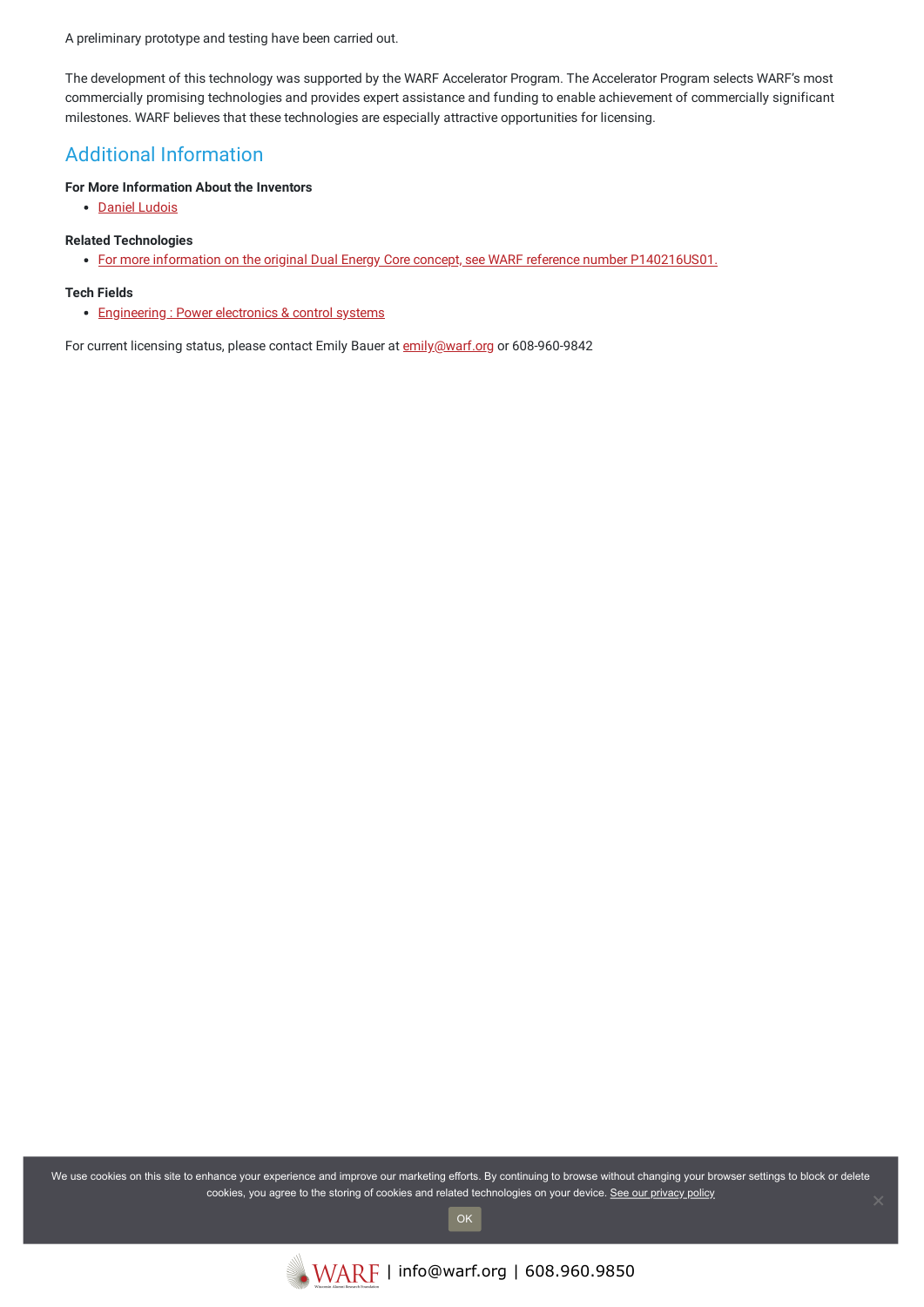A preliminary prototype and testing have been carried out.

The development of this technology was supported by the WARF Accelerator Program. The Accelerator Program selects WARF's most commercially promising technologies and provides expert assistance and funding to enable achievement of commercially significant milestones. WARF believes that these technologies are especially attractive opportunities for licensing.

## Additional Information

**For More Information About the Inventors**

- Daniel Ludois

**Related Technologies**

- For more information on the original Dual Energy Core concept, see WARF reference number P140216US01.

**Tech Fields**

- Engineering : Power electronics & control systems

For current licensing status, please contact Emily Bauer at emily@warf.org or 608-960-9842